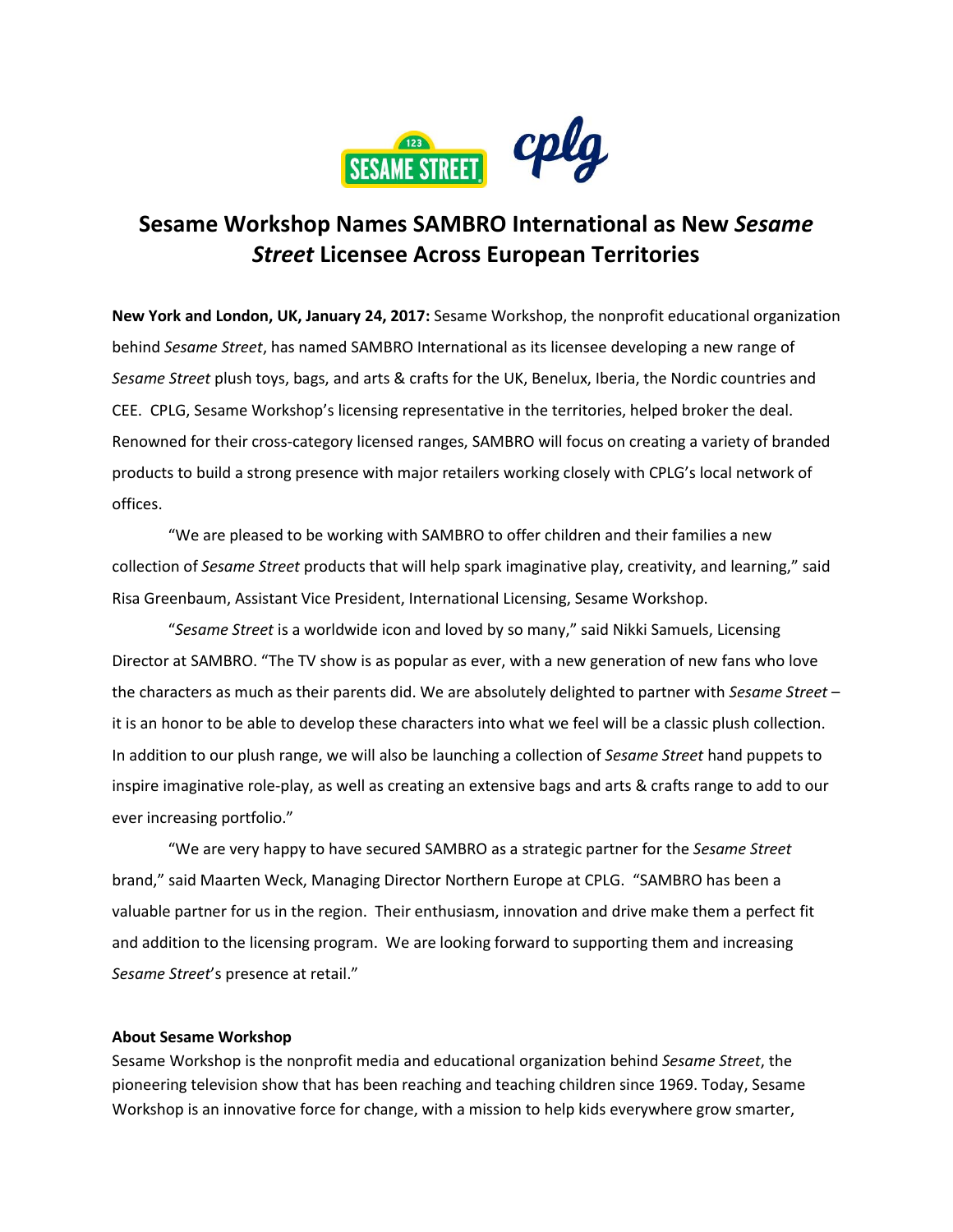# Sesame Workshop Names SAMBRO International as New *Sesame Street* Licensee Across European Territories

**New York and London, UK, January 24, 2017:** Sesame Workshop, the nonprofit educational organization behind *Sesame Street*, has named SAMBRO International as its licensee developing a new range of *Sesame Street* plush toys, bags, and arts & crafts for the UK, Benelux, Iberia, the Nordic countries and CEE. CPLG, Sesame Workshop's licensing representative in the territories, helped broker the deal. Renowned for their cross-category licensed ranges, SAMBRO will focus on creating a variety of branded products to build a strong presence with major retailers working closely with CPLG's local network of offices.

"We are pleased to be working with SAMBRO to offer children and their families a new collection of *Sesame Street* products that will help spark imaginative play, creativity, and learning," said Risa Greenbaum, Assistant Vice President, International Licensing, Sesame Workshop.

"*Sesame Street* is a worldwide icon and loved by so many," said Nikki Samuels, Licensing Director at SAMBRO. "The TV show is as popular as ever, with a new generation of new fans who love the characters as much as their parents did. We are absolutely delighted to partner with *Sesame Street* – it is an honor to be able to develop these characters into what we feel will be a classic plush collection. In addition to our plush range, we will also be launching a collection of *Sesame Street* hand puppets to inspire imaginative role-play, as well as creating an extensive bags and arts & crafts range to add to our ever increasing portfolio."

"We are very happy to have secured SAMBRO as a strategic partner for the *Sesame Street* brand," said Maarten Weck, Managing Director Northern Europe at CPLG. "SAMBRO has been a valuable partner for us in the region. Their enthusiasm, innovation and drive make them a perfect fit and addition to the licensing program. We are looking forward to supporting them and increasing *Sesame Street*'s presence at retail."

**About Sesame Workshop**

Sesame Workshop is the nonprofit media and educational organization behind *Sesame Street*, the pioneering television show that has been reaching and teaching children since 1969. Today, Sesame Workshop is an innovative force for change, with a mission to help kids everywhere grow smarter,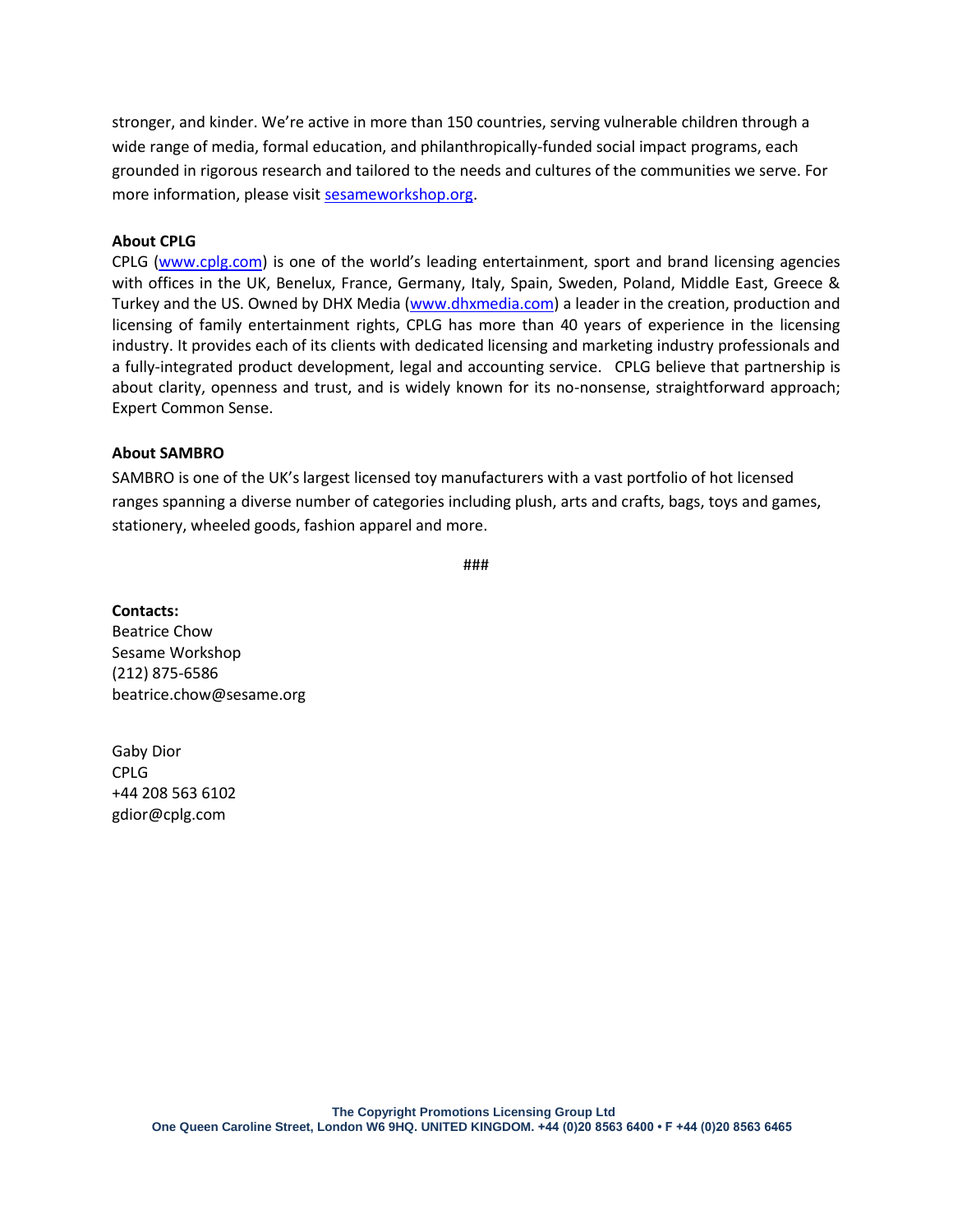stronger, and kinder. We're active in more than 150 countries, serving vulnerable children through a wide range of media, formal education, and philanthropically-funded social impact programs, each grounded in rigorous research and tailored to the needs and cultures of the communities we serve. For more information, please visit [sesameworkshop.org](http://sesameworkshop.org).

**About CPLG**

CPLG ([www.cplg.com](http://www.cplg.com)) is one of the world's leading entertainment, sport and brand licensing agencies with offices in the UK, Benelux, France, Germany, Italy, Spain, Sweden, Poland, Middle East, Greece & Turkey and the US. Owned by DHX Media ([www.dhxmedia.com](http://www.dhxmedia.com)) a leader in the creation, production and licensing of family entertainment rights, CPLG has more than 40 years of experience in the licensing industry. It provides each of its clients with dedicated licensing and marketing industry professionals and a fully-integrated product development, legal and accounting service. CPLG believe that partnership is about clarity, openness and trust, and is widely known for its no-nonsense, straightforward approach; Expert Common Sense.

**About SAMBRO**

SAMBRO is one of the UK's largest licensed toy manufacturers with a vast portfolio of hot licensed ranges spanning a diverse number of categories including plush, arts and crafts, bags, toys and games, stationery, wheeled goods, fashion apparel and more.

###

**Contacts:**
Beatrice Chow
Sesame Workshop
(212) 875-6586
beatrice.chow@sesame.org

Gaby Dior
CPLG
+44 208 563 6102
gdior@cplg.com

**The Copyright Promotions Licensing Group Ltd**
**One Queen Caroline Street, London W6 9HQ. UNITED KINGDOM. +44 (0)20 8563 6400 • F +44 (0)20 8563 6465**